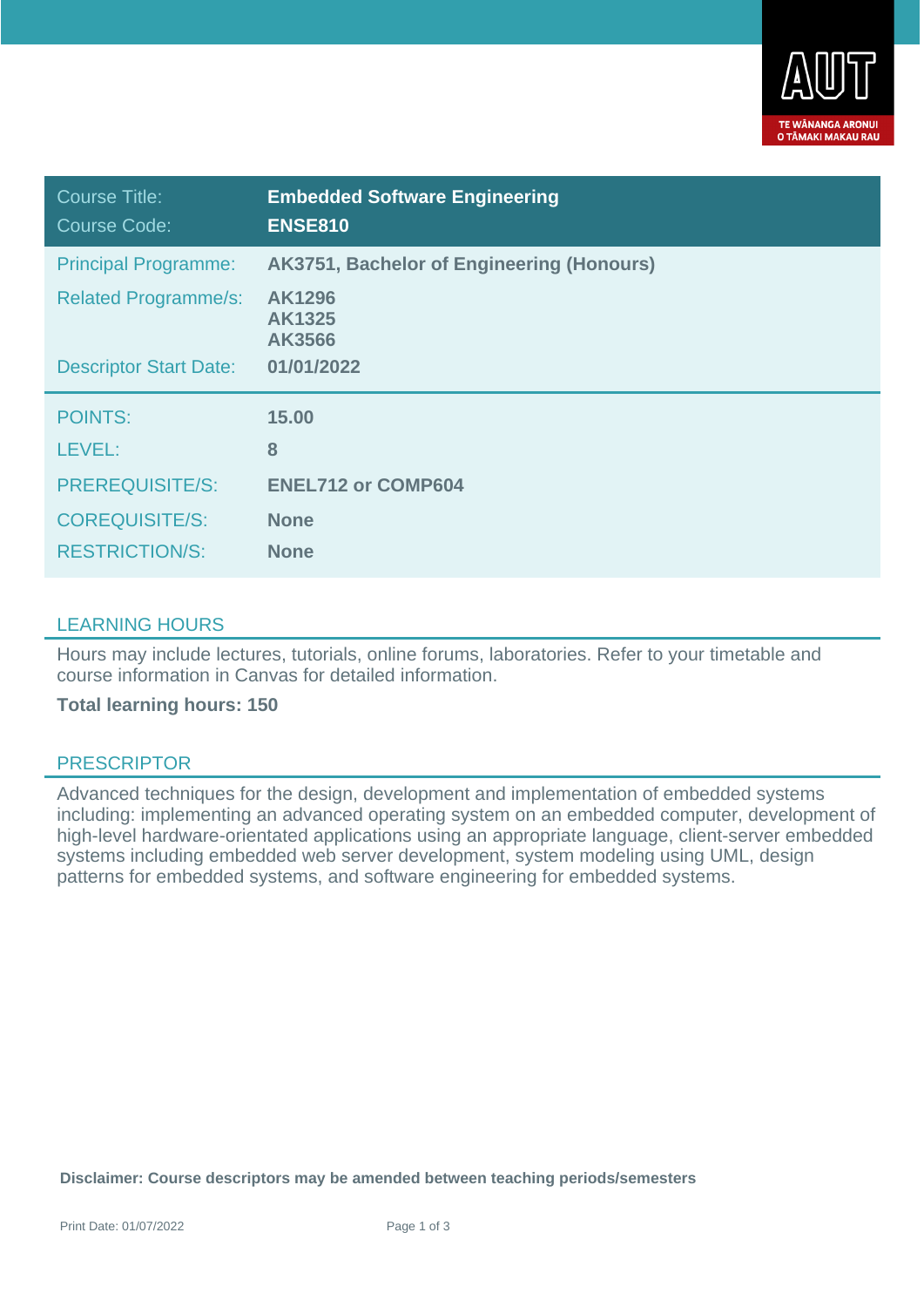| | |
|---|---|
| Course Title: | **Embedded Software Engineering** |
| Course Code: | **ENSE810** |
| Principal Programme: | **AK3751, Bachelor of Engineering (Honours)** |
| Related Programme/s: | **AK1296**<br>**AK1325**<br>**AK3566** |
| Descriptor Start Date: | **01/01/2022** |
| POINTS: | **15.00** |
| LEVEL: | **8** |
| PREREQUISITE/S: | **ENEL712 or COMP604** |
| COREQUISITE/S: | **None** |
| RESTRICTION/S: | **None** |

## LEARNING HOURS

Hours may include lectures, tutorials, online forums, laboratories. Refer to your timetable and course information in Canvas for detailed information.

**Total learning hours: 150**

## PRESCRIPTOR

Advanced techniques for the design, development and implementation of embedded systems including: implementing an advanced operating system on an embedded computer, development of high-level hardware-orientated applications using an appropriate language, client-server embedded systems including embedded web server development, system modeling using UML, design patterns for embedded systems, and software engineering for embedded systems.

**Disclaimer: Course descriptors may be amended between teaching periods/semesters**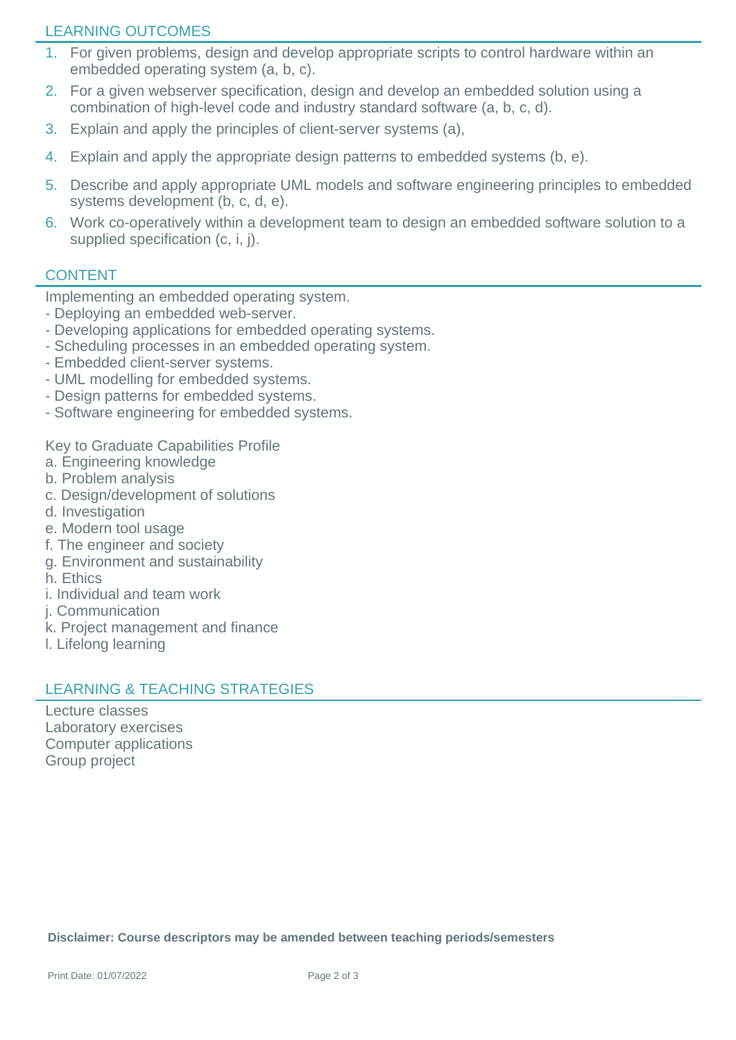## LEARNING OUTCOMES

1. For given problems, design and develop appropriate scripts to control hardware within an embedded operating system (a, b, c).
2. For a given webserver specification, design and develop an embedded solution using a combination of high-level code and industry standard software (a, b, c, d).
3. Explain and apply the principles of client-server systems (a),
4. Explain and apply the appropriate design patterns to embedded systems (b, e).
5. Describe and apply appropriate UML models and software engineering principles to embedded systems development (b, c, d, e).
6. Work co-operatively within a development team to design an embedded software solution to a supplied specification (c, i, j).

## CONTENT

Implementing an embedded operating system.
- Deploying an embedded web-server.
- Developing applications for embedded operating systems.
- Scheduling processes in an embedded operating system.
- Embedded client-server systems.
- UML modelling for embedded systems.
- Design patterns for embedded systems.
- Software engineering for embedded systems.

Key to Graduate Capabilities Profile
a. Engineering knowledge
b. Problem analysis
c. Design/development of solutions
d. Investigation
e. Modern tool usage
f. The engineer and society
g. Environment and sustainability
h. Ethics
i. Individual and team work
j. Communication
k. Project management and finance
l. Lifelong learning

## LEARNING & TEACHING STRATEGIES

Lecture classes
Laboratory exercises
Computer applications
Group project

**Disclaimer: Course descriptors may be amended between teaching periods/semesters**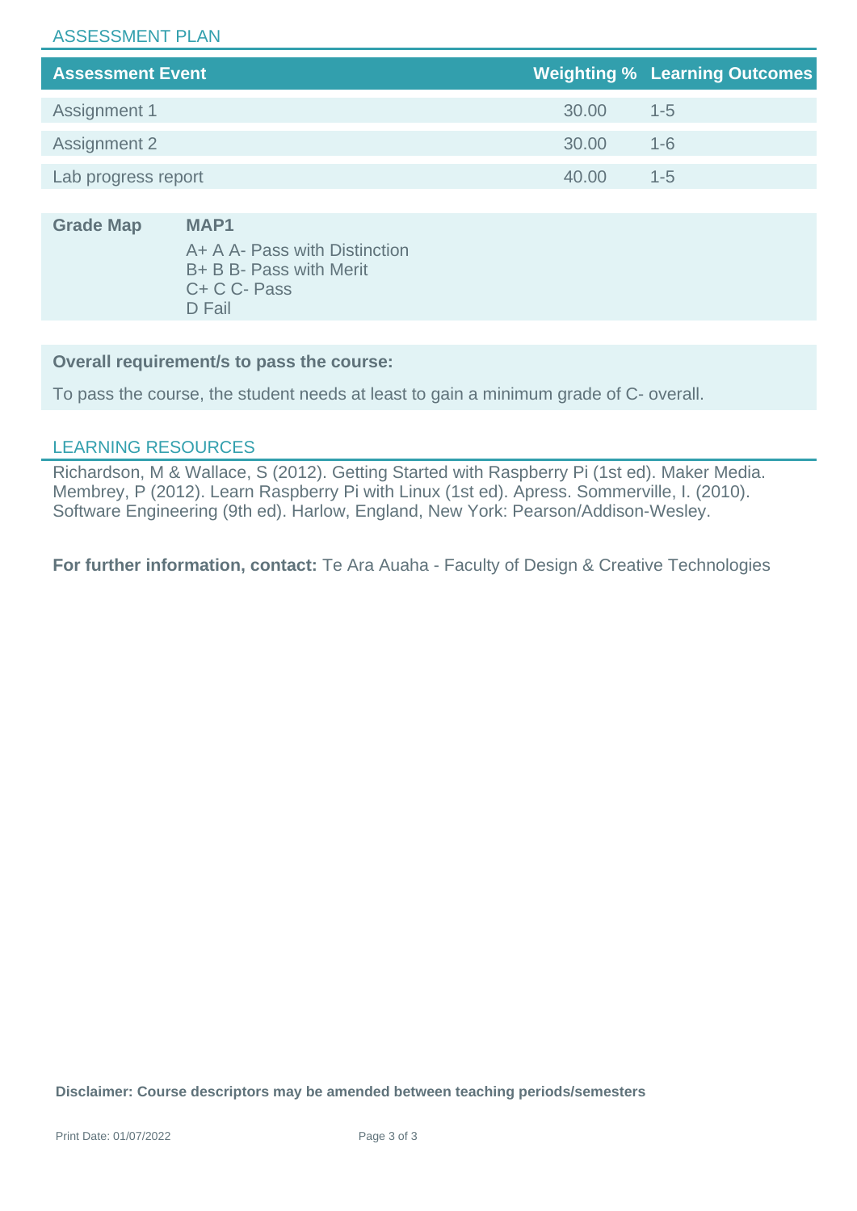## ASSESSMENT PLAN

| Assessment Event | Weighting % | Learning Outcomes |
|---|---|---|
| Assignment 1 | 30.00 | 1-5 |
| Assignment 2 | 30.00 | 1-6 |
| Lab progress report | 40.00 | 1-5 |

**Grade Map** **MAP1**

A+ A A- Pass with Distinction
B+ B B- Pass with Merit
C+ C C- Pass
D Fail

**Overall requirement/s to pass the course:**

To pass the course, the student needs at least to gain a minimum grade of C- overall.

## LEARNING RESOURCES

Richardson, M & Wallace, S (2012). Getting Started with Raspberry Pi (1st ed). Maker Media. Membrey, P (2012). Learn Raspberry Pi with Linux (1st ed). Apress. Sommerville, I. (2010). Software Engineering (9th ed). Harlow, England, New York: Pearson/Addison-Wesley.

**For further information, contact:** Te Ara Auaha - Faculty of Design & Creative Technologies

**Disclaimer: Course descriptors may be amended between teaching periods/semesters**

Print Date: 01/07/2022